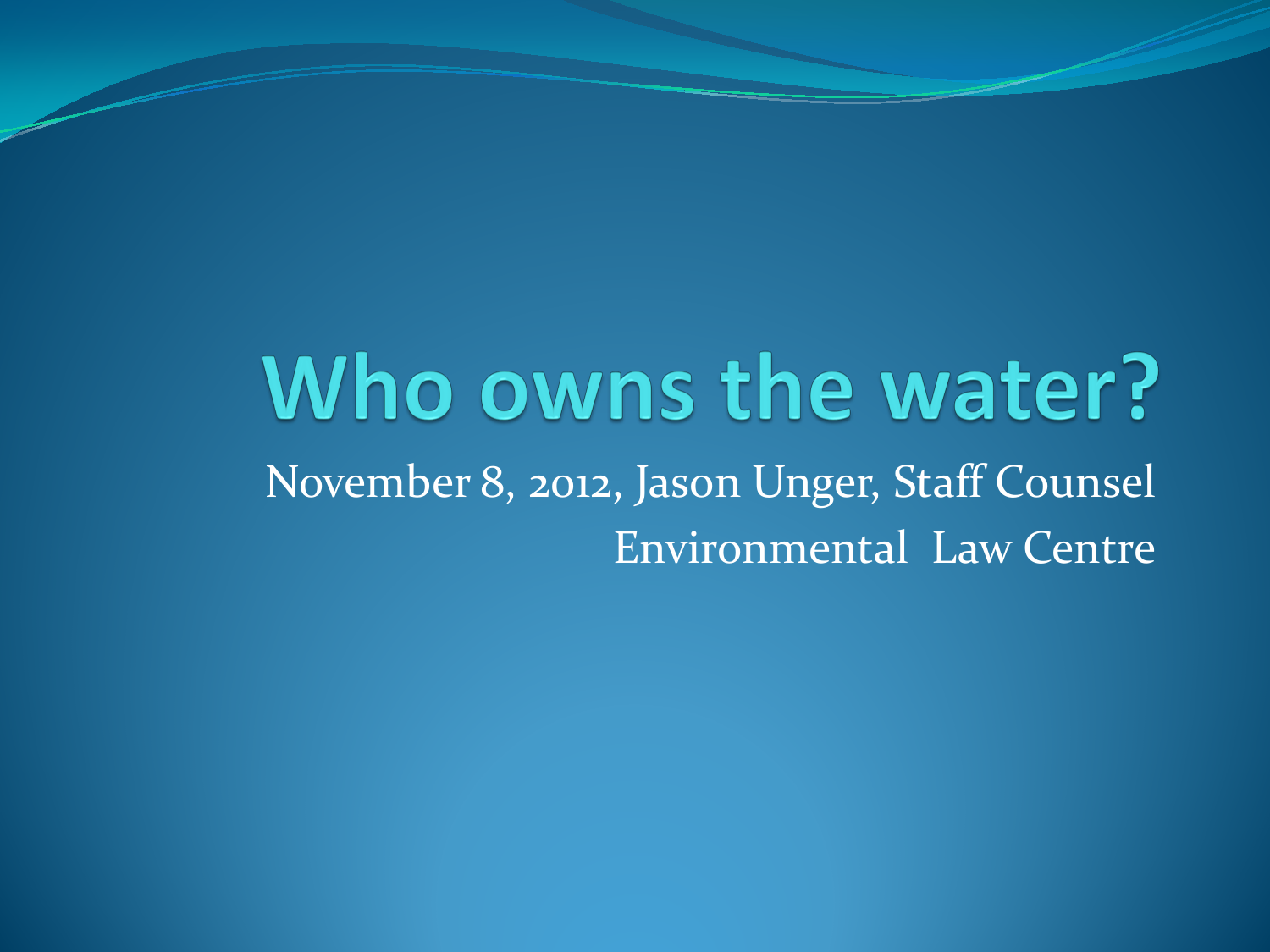# Who owns the water?

November 8, 2012, Jason Unger, Staff Counsel

Environmental Law Centre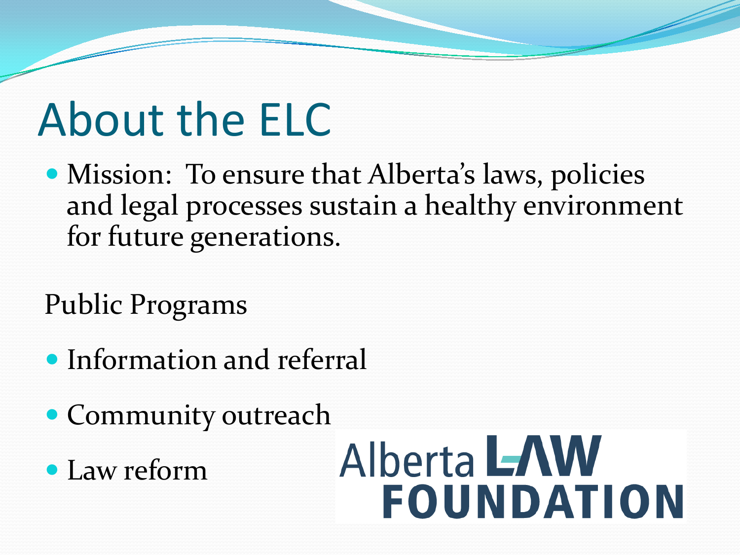# About the ELC

- Mission: To ensure that Alberta's laws, policies and legal processes sustain a healthy environment for future generations.

Public Programs

- Information and referral
- Community outreach
- Law reform

Alberta LAW FOUNDATION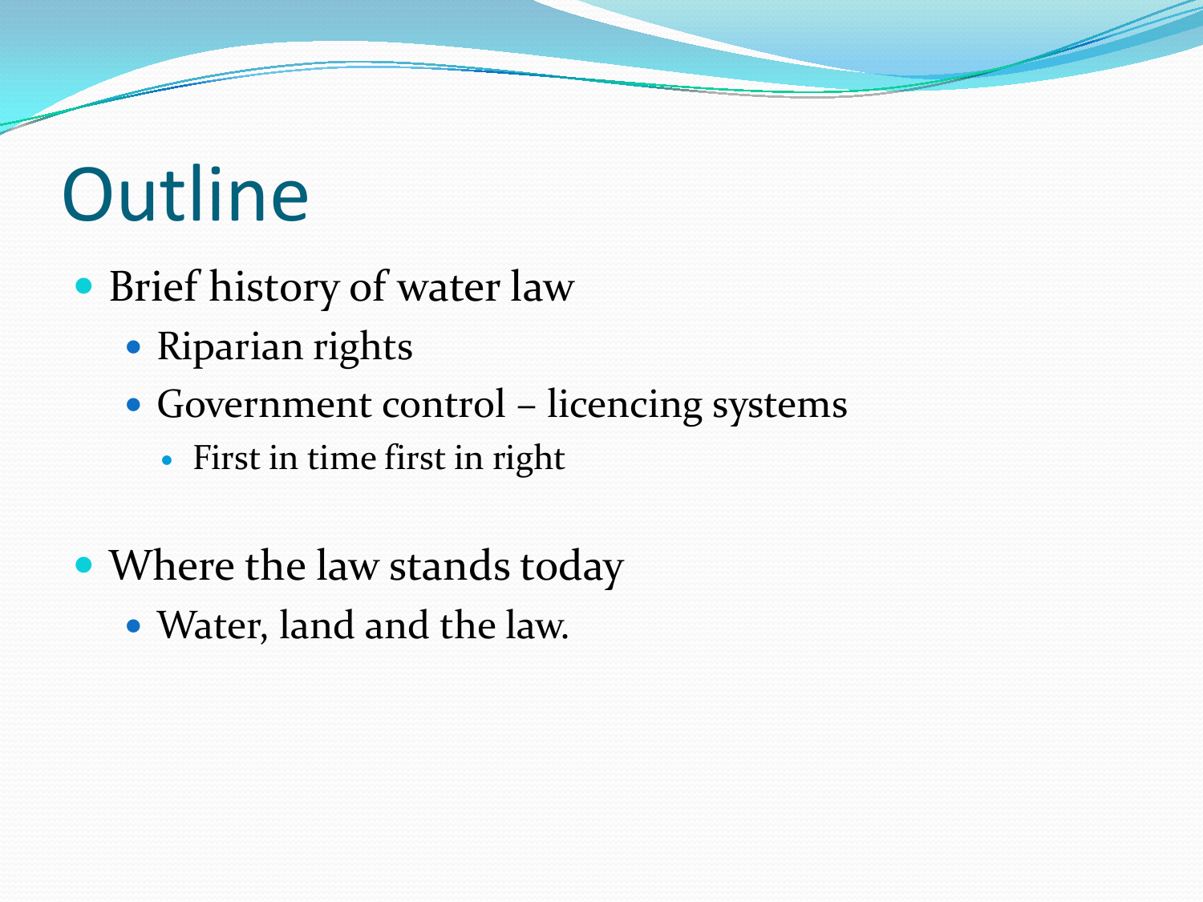# Outline

- Brief history of water law
  - Riparian rights
  - Government control – licencing systems
    - First in time first in right

- Where the law stands today
  - Water, land and the law.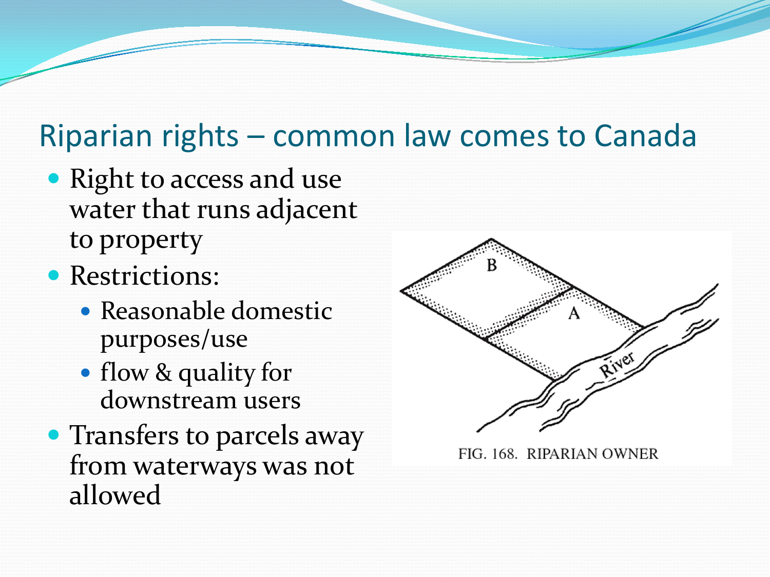## Riparian rights – common law comes to Canada

- Right to access and use water that runs adjacent to property
- Restrictions:
  - Reasonable domestic purposes/use
  - flow & quality for downstream users
- Transfers to parcels away from waterways was not allowed

FIG. 168. RIPARIAN OWNER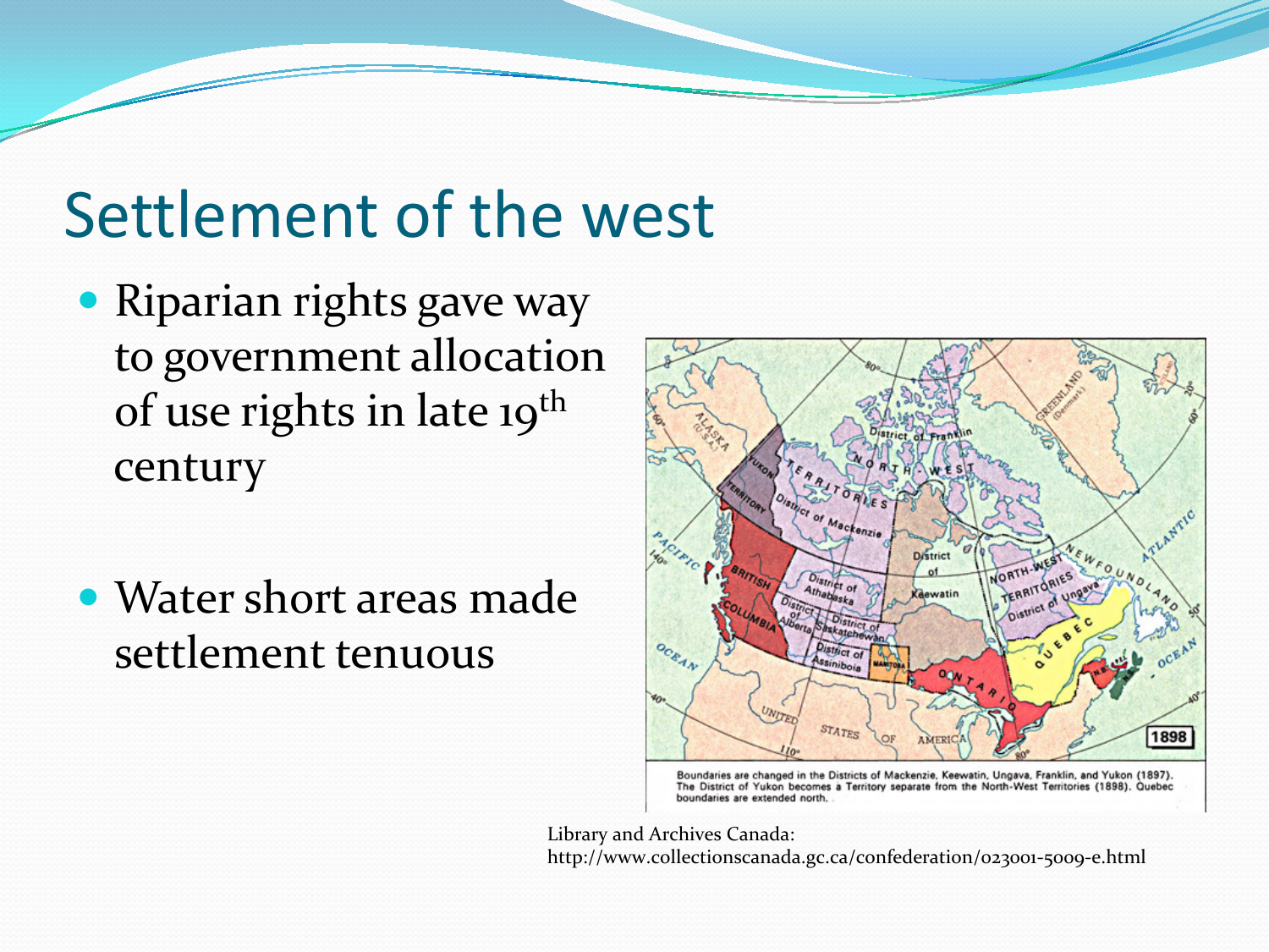# Settlement of the west

- Riparian rights gave way to government allocation of use rights in late 19th century
- Water short areas made settlement tenuous

Boundaries are changed in the Districts of Mackenzie, Keewatin, Ungava, Franklin, and Yukon (1897). The District of Yukon becomes a Territory separate from the North-West Territories (1898). Quebec boundaries are extended north.

Library and Archives Canada: http://www.collectionscanada.gc.ca/confederation/023001-5009-e.html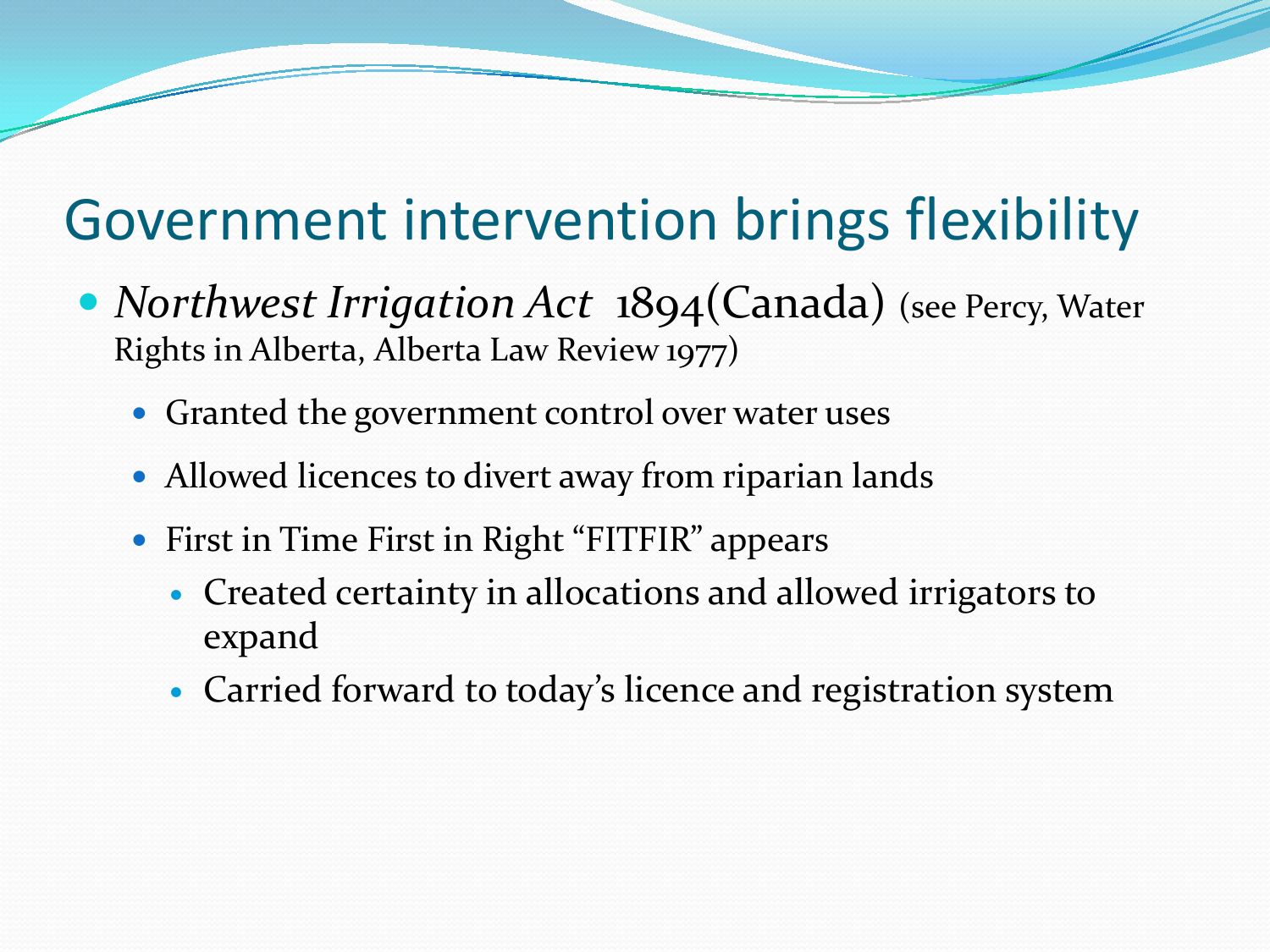# Government intervention brings flexibility

- *Northwest Irrigation Act* 1894(Canada) (see Percy, Water Rights in Alberta, Alberta Law Review 1977)
  - Granted the government control over water uses
  - Allowed licences to divert away from riparian lands
  - First in Time First in Right "FITFIR" appears
    - Created certainty in allocations and allowed irrigators to expand
    - Carried forward to today's licence and registration system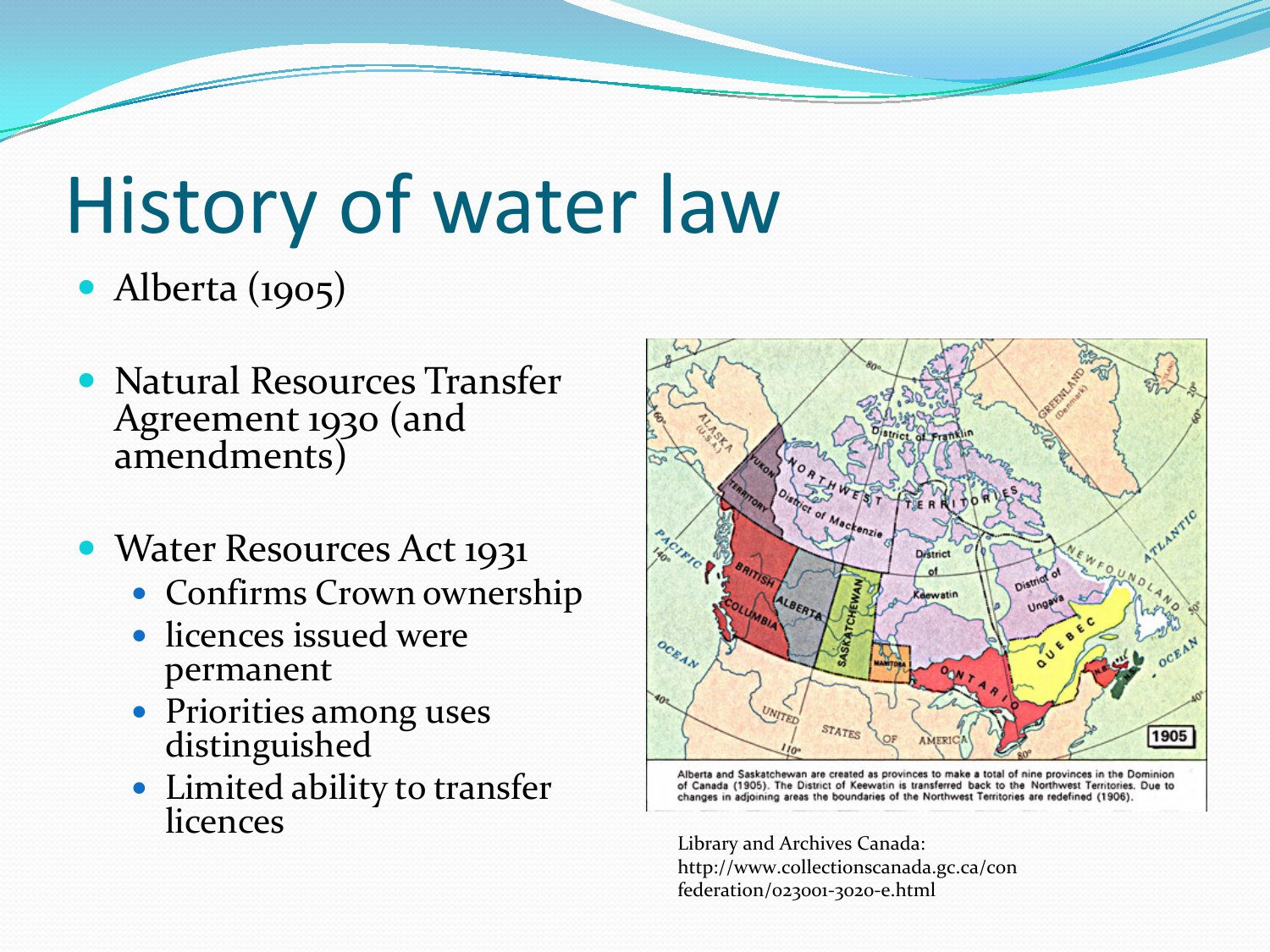# History of water law

- Alberta (1905)

- Natural Resources Transfer Agreement 1930 (and amendments)

- Water Resources Act 1931
  - Confirms Crown ownership
  - licences issued were permanent
  - Priorities among uses distinguished
  - Limited ability to transfer licences

Alberta and Saskatchewan are created as provinces to make a total of nine provinces in the Dominion of Canada (1905). The District of Keewatin is transferred back to the Northwest Territories. Due to changes in adjoining areas the boundaries of the Northwest Territories are redefined (1906).

Library and Archives Canada: http://www.collectionscanada.gc.ca/confederation/023001-3020-e.html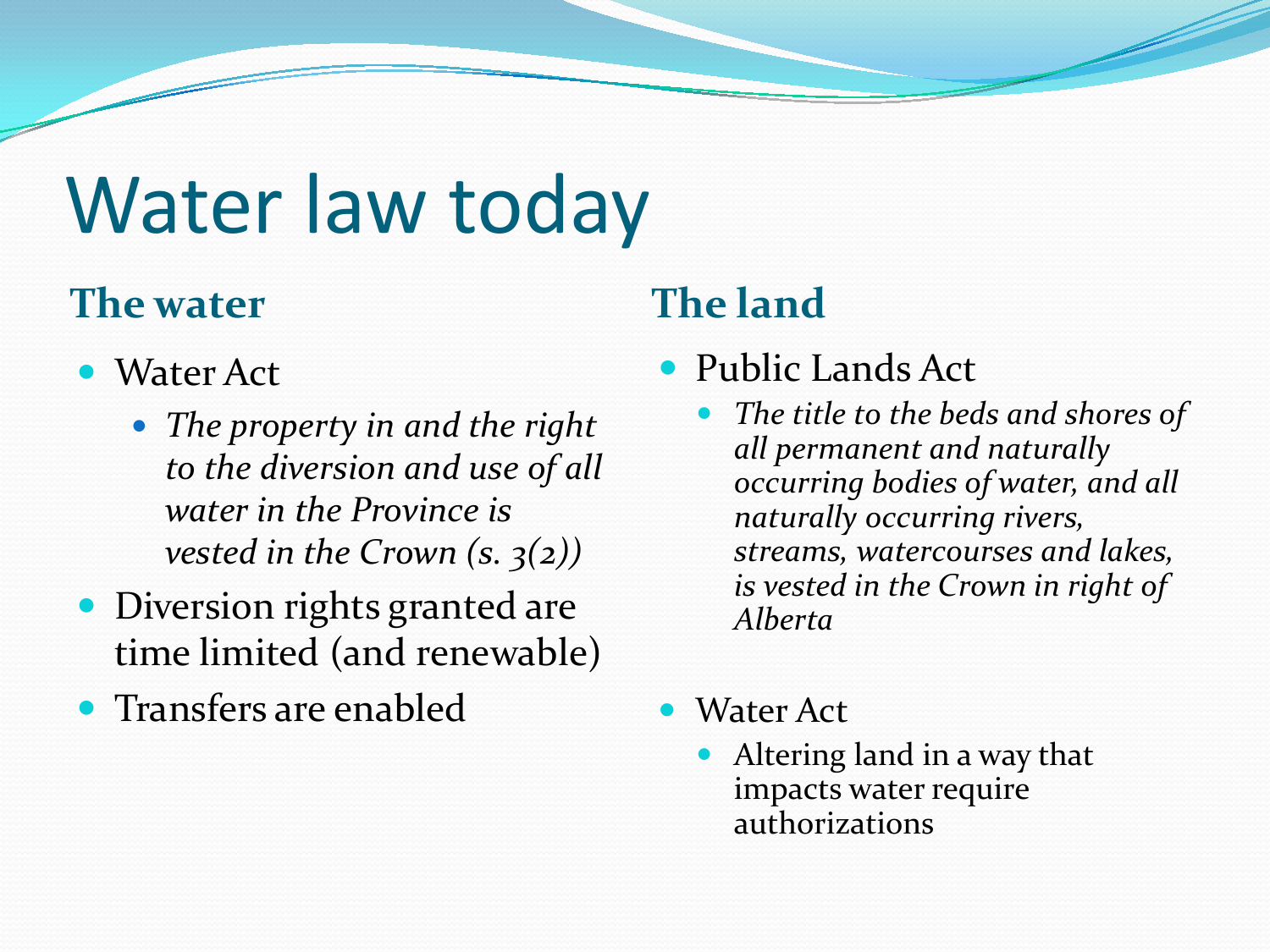# Water law today

## The water

- Water Act
  - *The property in and the right to the diversion and use of all water in the Province is vested in the Crown (s. 3(2))*
- Diversion rights granted are time limited (and renewable)
- Transfers are enabled

## The land

- Public Lands Act
  - *The title to the beds and shores of all permanent and naturally occurring bodies of water, and all naturally occurring rivers, streams, watercourses and lakes, is vested in the Crown in right of Alberta*
- Water Act
  - Altering land in a way that impacts water require authorizations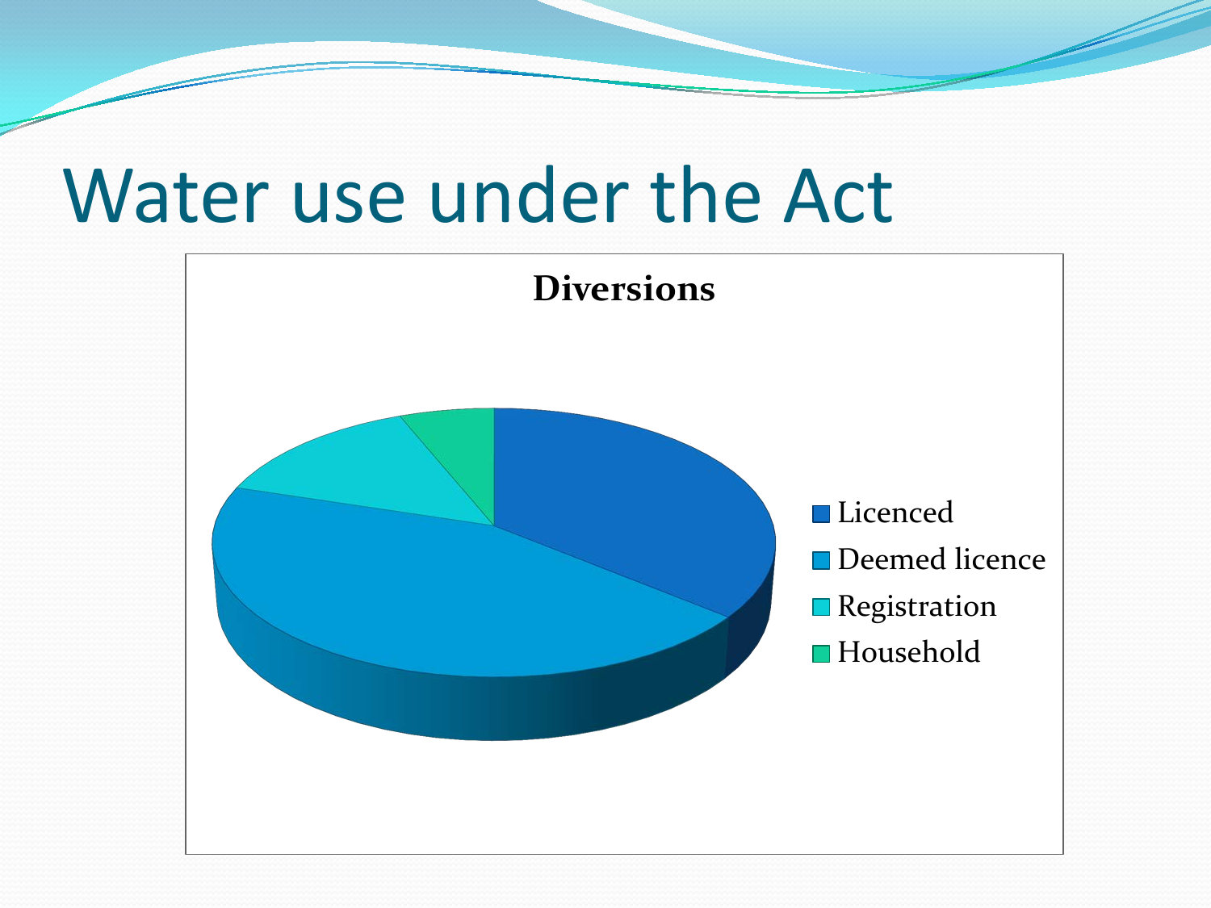# Water use under the Act

**Diversions**

- Licenced
- Deemed licence
- Registration
- Household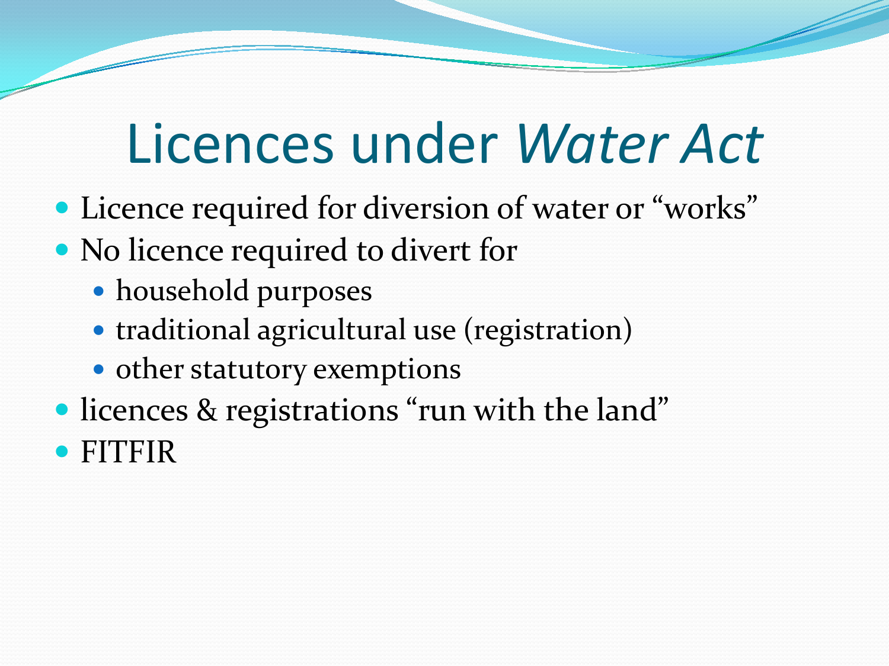# Licences under *Water Act*

- Licence required for diversion of water or "works"
- No licence required to divert for
  - household purposes
  - traditional agricultural use (registration)
  - other statutory exemptions
- licences & registrations "run with the land"
- FITFIR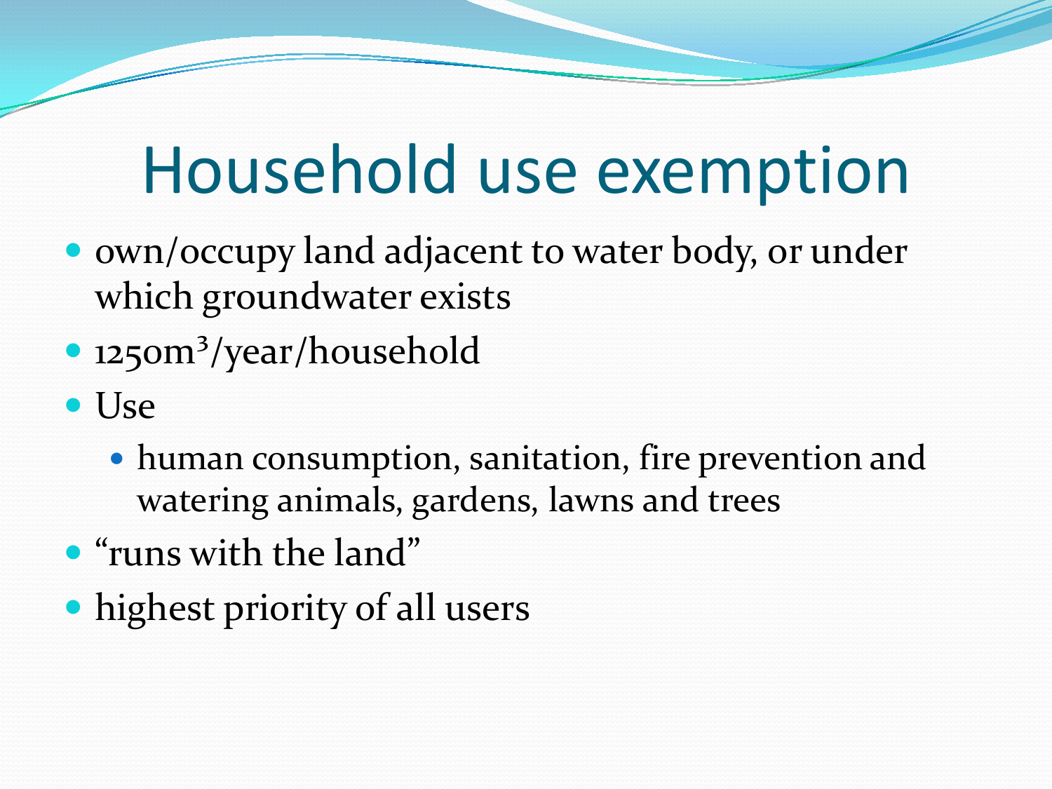# Household use exemption

- own/occupy land adjacent to water body, or under which groundwater exists
- 1250m$^3$/year/household
- Use
  - human consumption, sanitation, fire prevention and watering animals, gardens, lawns and trees
- "runs with the land"
- highest priority of all users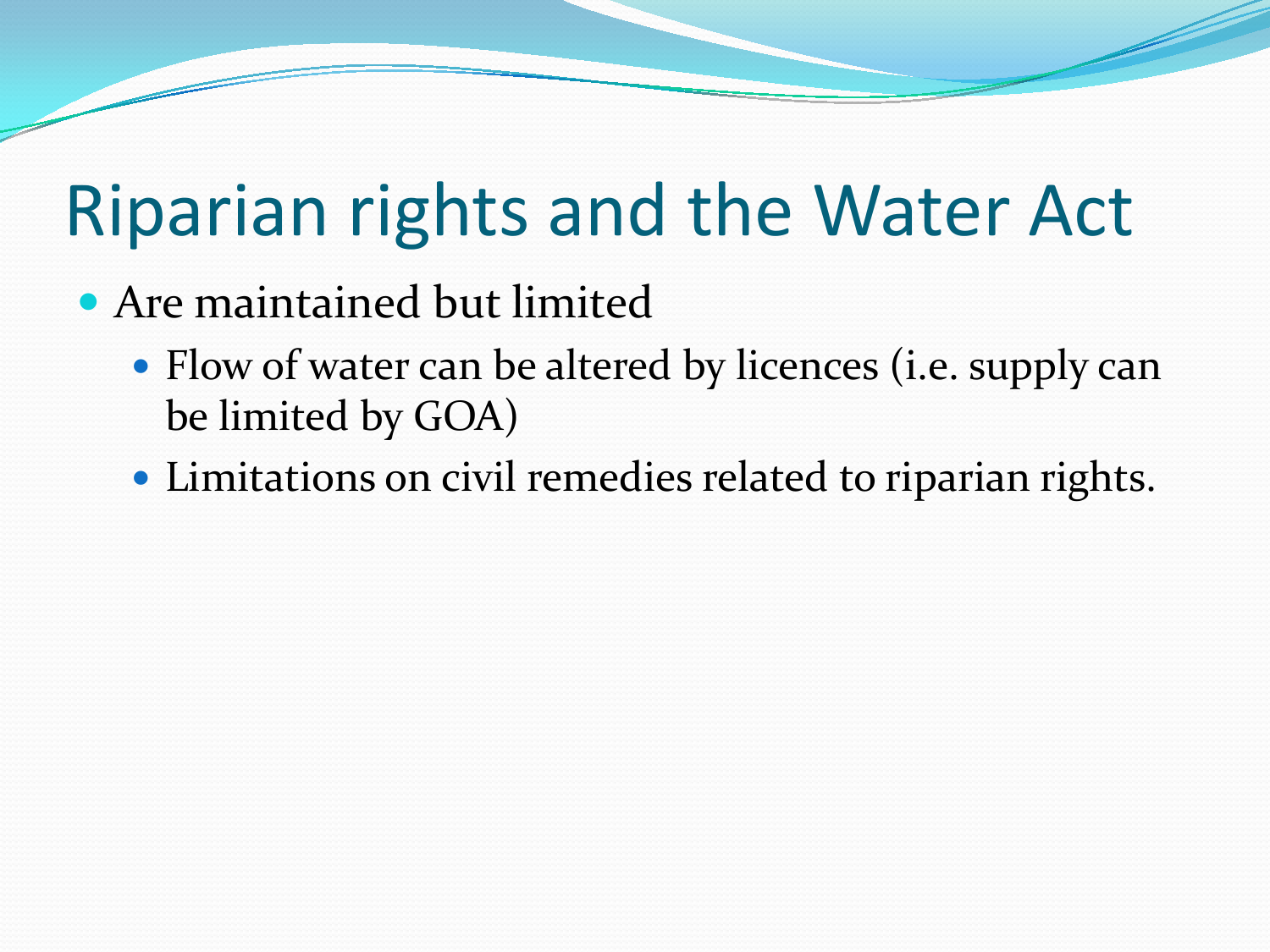# Riparian rights and the Water Act

- Are maintained but limited
  - Flow of water can be altered by licences (i.e. supply can be limited by GOA)
  - Limitations on civil remedies related to riparian rights.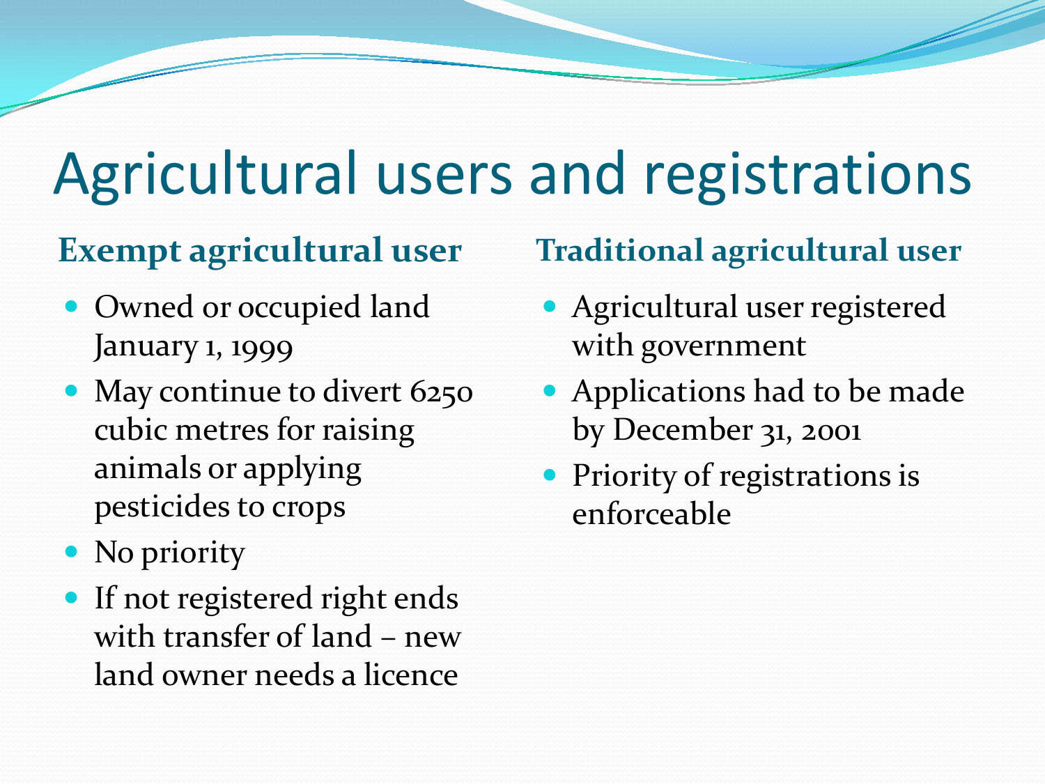# Agricultural users and registrations

### Exempt agricultural user

- Owned or occupied land January 1, 1999
- May continue to divert 6250 cubic metres for raising animals or applying pesticides to crops
- No priority
- If not registered right ends with transfer of land – new land owner needs a licence

### Traditional agricultural user

- Agricultural user registered with government
- Applications had to be made by December 31, 2001
- Priority of registrations is enforceable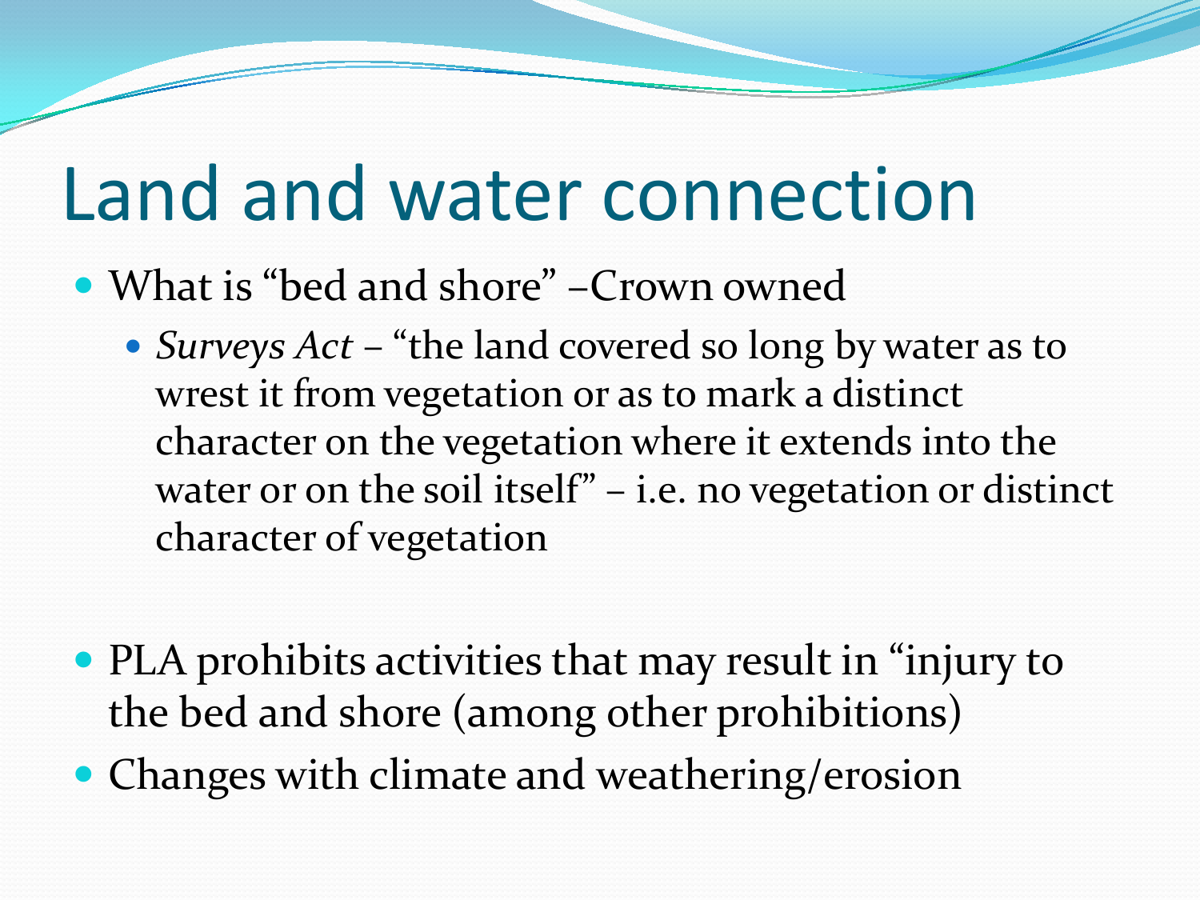# Land and water connection

- What is "bed and shore" –Crown owned
  - *Surveys Act* – "the land covered so long by water as to wrest it from vegetation or as to mark a distinct character on the vegetation where it extends into the water or on the soil itself" – i.e. no vegetation or distinct character of vegetation

- PLA prohibits activities that may result in "injury to the bed and shore (among other prohibitions)
- Changes with climate and weathering/erosion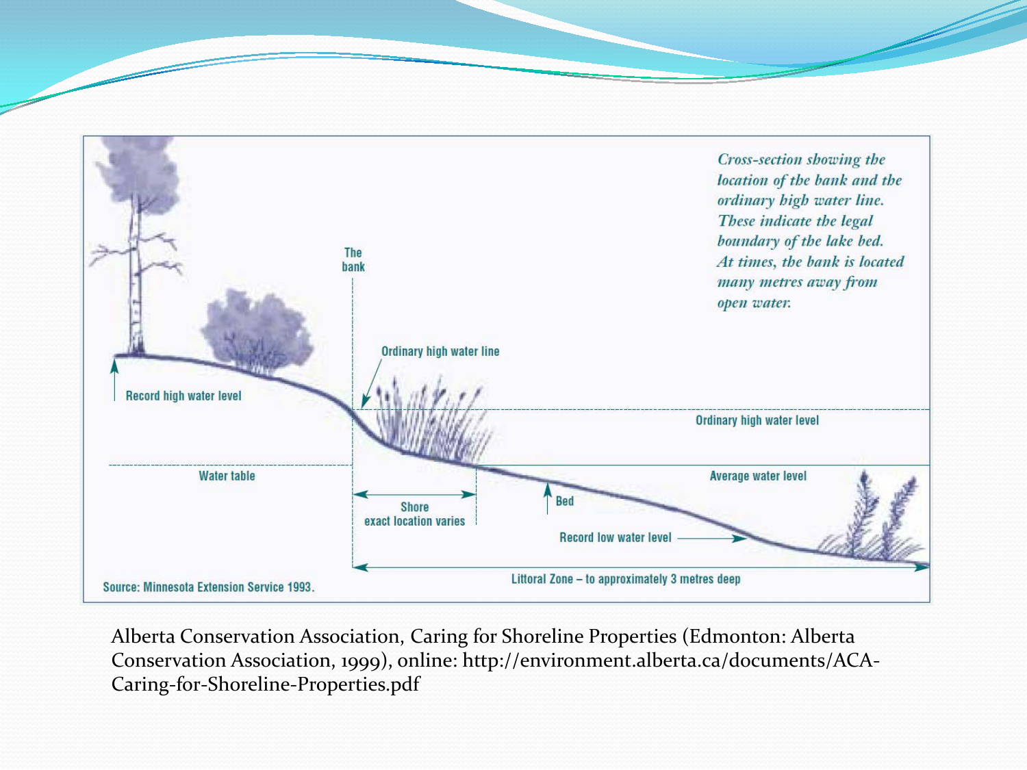*Cross-section showing the location of the bank and the ordinary high water line. These indicate the legal boundary of the lake bed. At times, the bank is located many metres away from open water.*

The bank

Ordinary high water line

Record high water level

Ordinary high water level

Water table

Average water level

Shore
exact location varies

Bed

Record low water level

Littoral Zone – to approximately 3 metres deep

Source: Minnesota Extension Service 1993.

Alberta Conservation Association, Caring for Shoreline Properties (Edmonton: Alberta Conservation Association, 1999), online: http://environment.alberta.ca/documents/ACA-Caring-for-Shoreline-Properties.pdf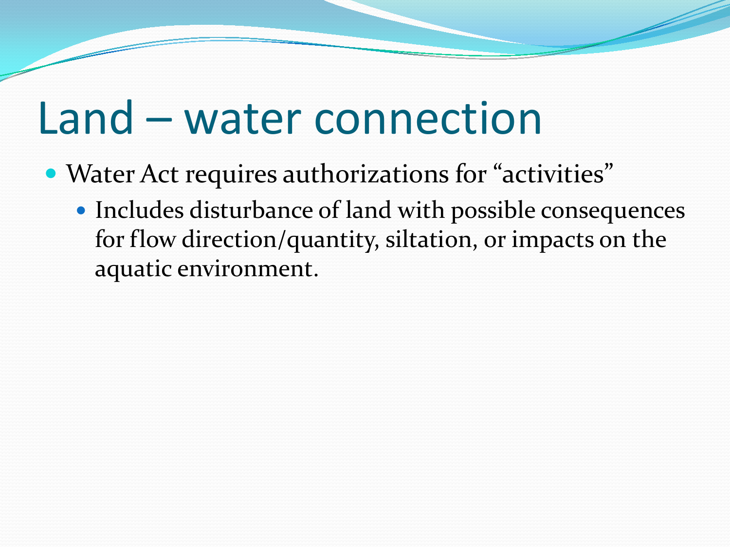# Land – water connection

- Water Act requires authorizations for "activities"
  - Includes disturbance of land with possible consequences for flow direction/quantity, siltation, or impacts on the aquatic environment.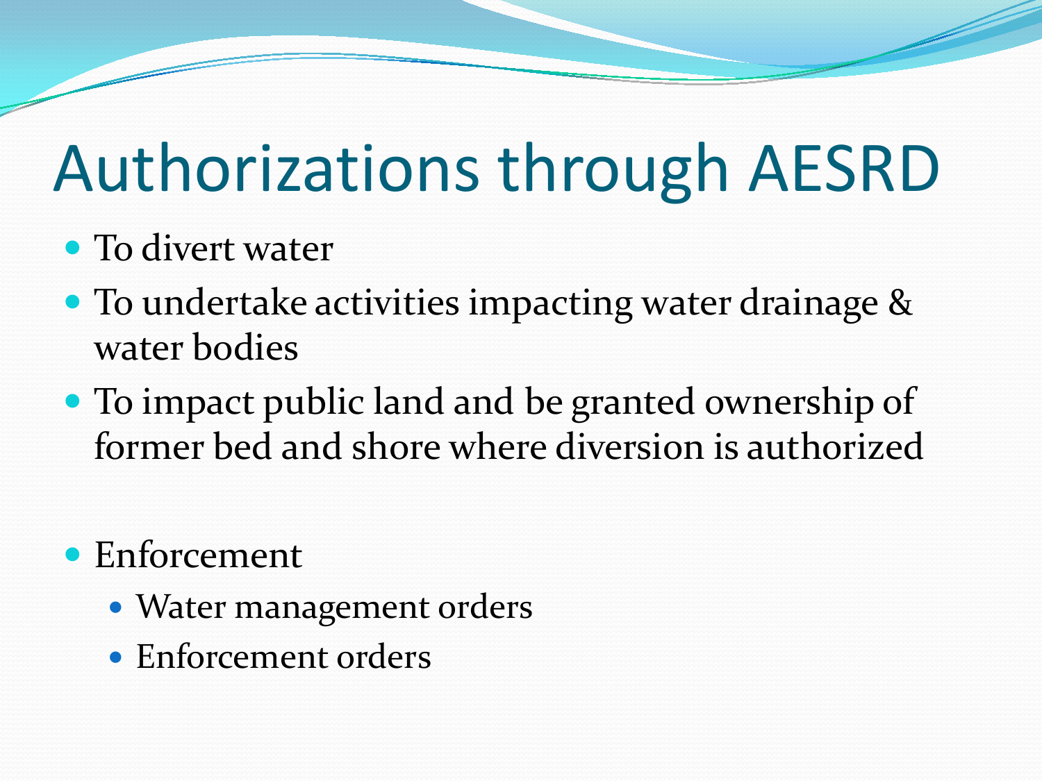# Authorizations through AESRD

- To divert water
- To undertake activities impacting water drainage & water bodies
- To impact public land and be granted ownership of former bed and shore where diversion is authorized

- Enforcement
  - Water management orders
  - Enforcement orders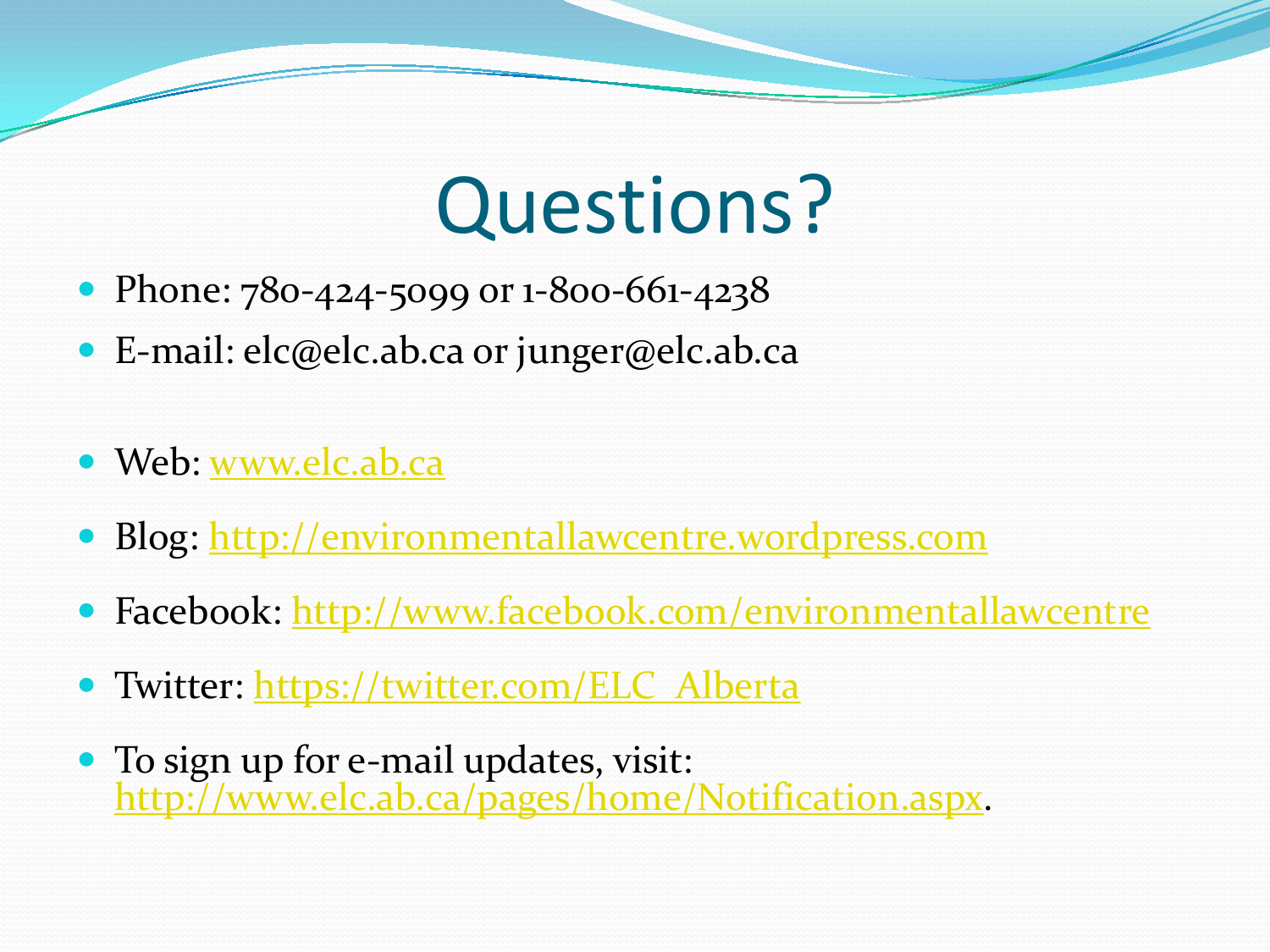# Questions?

- Phone: 780-424-5099 or 1-800-661-4238
- E-mail: elc@elc.ab.ca or junger@elc.ab.ca
- Web: www.elc.ab.ca
- Blog: http://environmentallawcentre.wordpress.com
- Facebook: http://www.facebook.com/environmentallawcentre
- Twitter: https://twitter.com/ELC_Alberta
- To sign up for e-mail updates, visit: http://www.elc.ab.ca/pages/home/Notification.aspx.